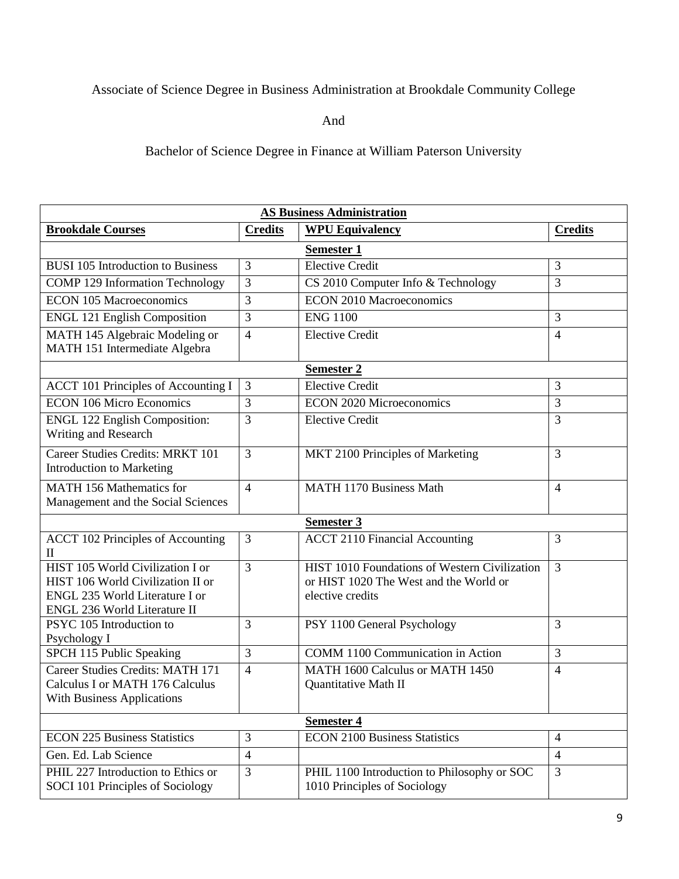Associate of Science Degree in Business Administration at Brookdale Community College

And

Bachelor of Science Degree in Finance at William Paterson University

| **AS Business Administration** | | | |
|---|---|---|---|
| **Brookdale Courses** | **Credits** | **WPU Equivalency** | **Credits** |
| **Semester 1** | | | |
| BUSI 105 Introduction to Business | 3 | Elective Credit | 3 |
| COMP 129 Information Technology | 3 | CS 2010 Computer Info & Technology | 3 |
| ECON 105 Macroeconomics | 3 | ECON 2010 Macroeconomics | |
| ENGL 121 English Composition | 3 | ENG 1100 | 3 |
| MATH 145 Algebraic Modeling or MATH 151 Intermediate Algebra | 4 | Elective Credit | 4 |
| **Semester 2** | | | |
| ACCT 101 Principles of Accounting I | 3 | Elective Credit | 3 |
| ECON 106 Micro Economics | 3 | ECON 2020 Microeconomics | 3 |
| ENGL 122 English Composition: Writing and Research | 3 | Elective Credit | 3 |
| Career Studies Credits: MRKT 101 Introduction to Marketing | 3 | MKT 2100 Principles of Marketing | 3 |
| MATH 156 Mathematics for Management and the Social Sciences | 4 | MATH 1170 Business Math | 4 |
| **Semester 3** | | | |
| ACCT 102 Principles of Accounting II | 3 | ACCT 2110 Financial Accounting | 3 |
| HIST 105 World Civilization I or HIST 106 World Civilization II or ENGL 235 World Literature I or ENGL 236 World Literature II | 3 | HIST 1010 Foundations of Western Civilization or HIST 1020 The West and the World or elective credits | 3 |
| PSYC 105 Introduction to Psychology I | 3 | PSY 1100 General Psychology | 3 |
| SPCH 115 Public Speaking | 3 | COMM 1100 Communication in Action | 3 |
| Career Studies Credits: MATH 171 Calculus I or MATH 176 Calculus With Business Applications | 4 | MATH 1600 Calculus or MATH 1450 Quantitative Math II | 4 |
| **Semester 4** | | | |
| ECON 225 Business Statistics | 3 | ECON 2100 Business Statistics | 4 |
| Gen. Ed. Lab Science | 4 | | 4 |
| PHIL 227 Introduction to Ethics or SOCI 101 Principles of Sociology | 3 | PHIL 1100 Introduction to Philosophy or SOC 1010 Principles of Sociology | 3 |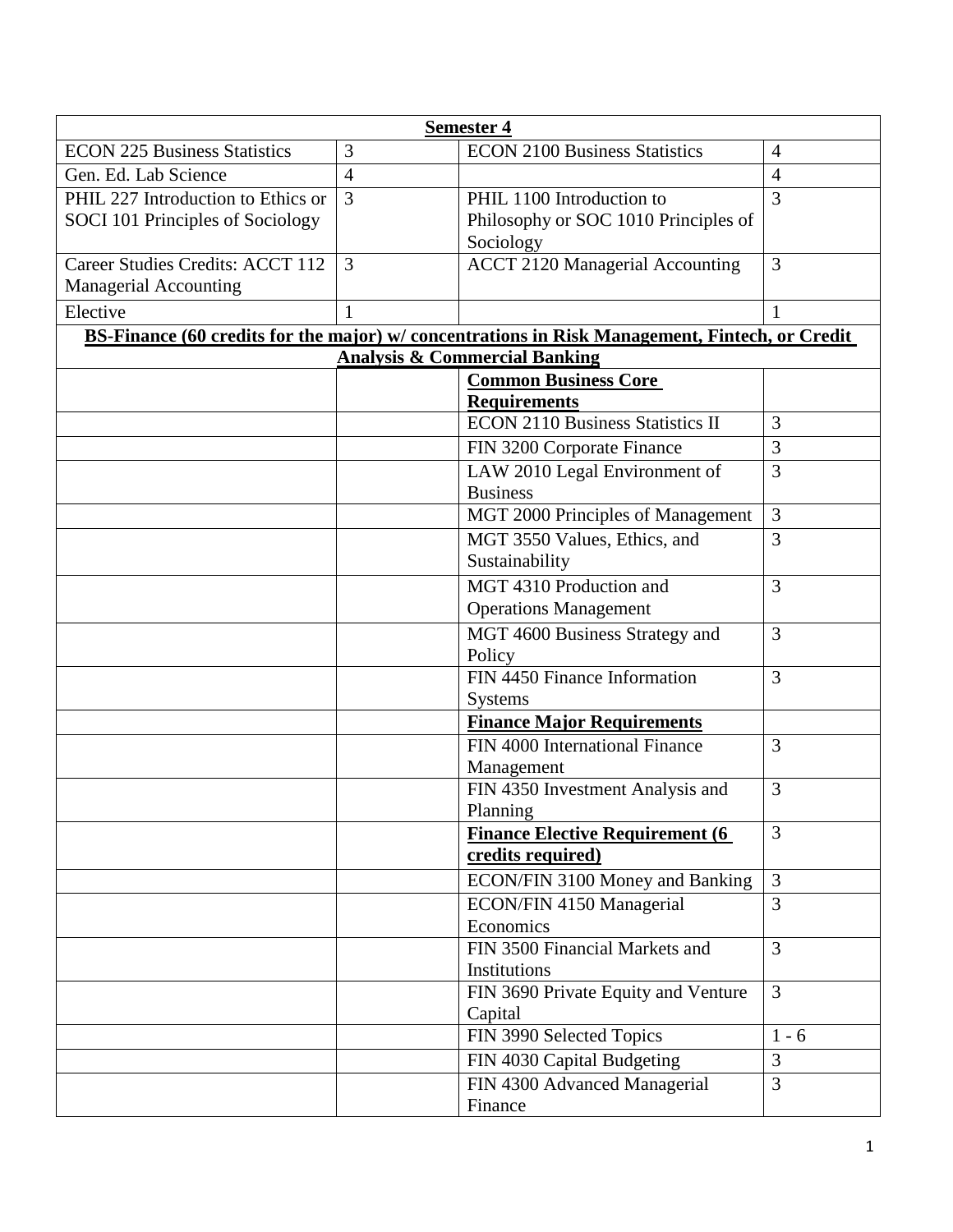| Semester 4 | | | |
|---|---|---|---|
| ECON 225 Business Statistics | 3 | ECON 2100 Business Statistics | 4 |
| Gen. Ed. Lab Science | 4 | | 4 |
| PHIL 227 Introduction to Ethics or SOCI 101 Principles of Sociology | 3 | PHIL 1100 Introduction to Philosophy or SOC 1010 Principles of Sociology | 3 |
| Career Studies Credits: ACCT 112 Managerial Accounting | 3 | ACCT 2120 Managerial Accounting | 3 |
| Elective | 1 | | 1 |
| **BS-Finance (60 credits for the major) w/ concentrations in Risk Management, Fintech, or Credit Analysis & Commercial Banking** | | | |
| | | **Common Business Core Requirements** | |
| | | ECON 2110 Business Statistics II | 3 |
| | | FIN 3200 Corporate Finance | 3 |
| | | LAW 2010 Legal Environment of Business | 3 |
| | | MGT 2000 Principles of Management | 3 |
| | | MGT 3550 Values, Ethics, and Sustainability | 3 |
| | | MGT 4310 Production and Operations Management | 3 |
| | | MGT 4600 Business Strategy and Policy | 3 |
| | | FIN 4450 Finance Information Systems | 3 |
| | | **Finance Major Requirements** | |
| | | FIN 4000 International Finance Management | 3 |
| | | FIN 4350 Investment Analysis and Planning | 3 |
| | | **Finance Elective Requirement (6 credits required)** | 3 |
| | | ECON/FIN 3100 Money and Banking | 3 |
| | | ECON/FIN 4150 Managerial Economics | 3 |
| | | FIN 3500 Financial Markets and Institutions | 3 |
| | | FIN 3690 Private Equity and Venture Capital | 3 |
| | | FIN 3990 Selected Topics | 1 - 6 |
| | | FIN 4030 Capital Budgeting | 3 |
| | | FIN 4300 Advanced Managerial Finance | 3 |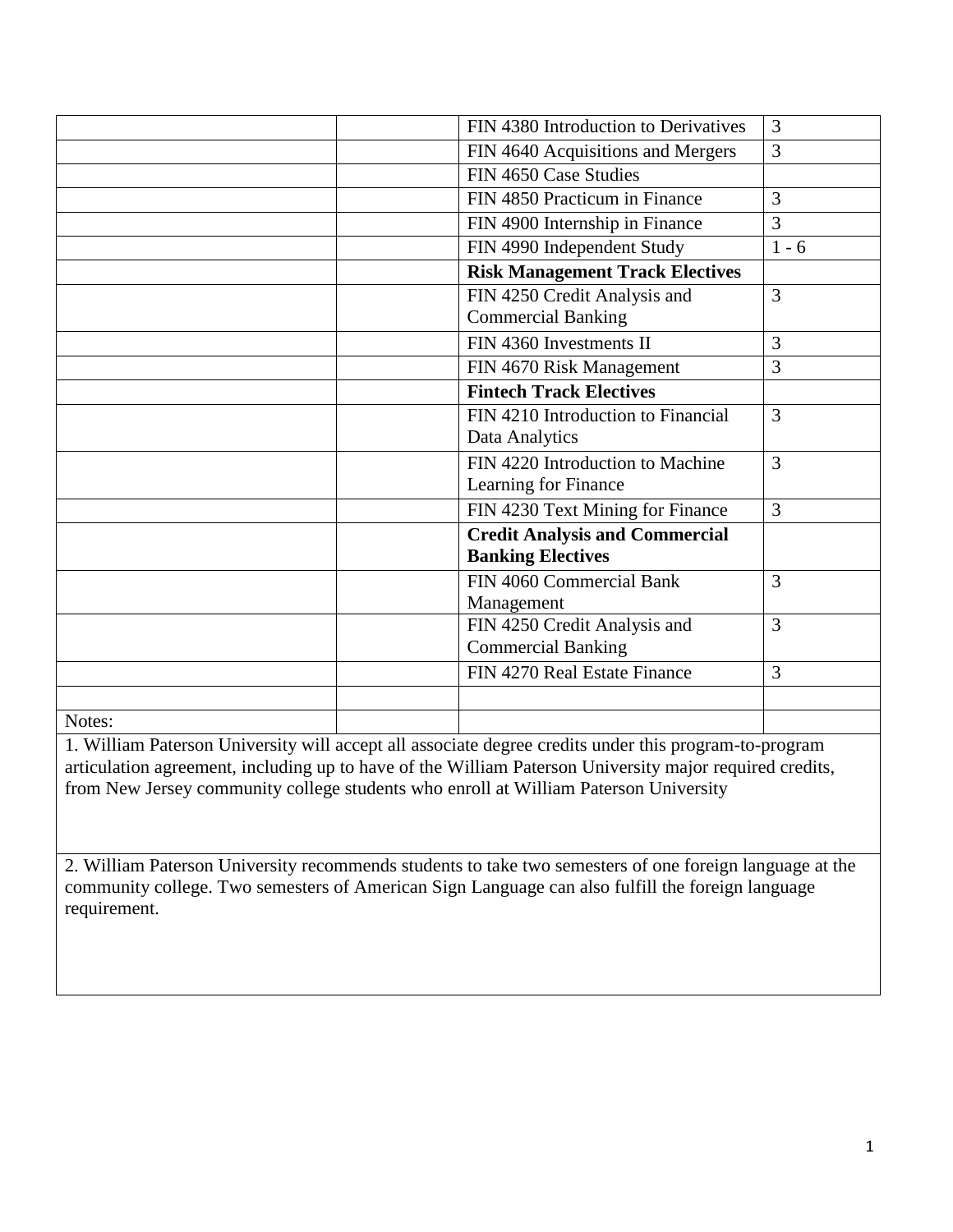| | | | |
|---|---|---|---|
| | | FIN 4380 Introduction to Derivatives | 3 |
| | | FIN 4640 Acquisitions and Mergers | 3 |
| | | FIN 4650 Case Studies | |
| | | FIN 4850 Practicum in Finance | 3 |
| | | FIN 4900 Internship in Finance | 3 |
| | | FIN 4990 Independent Study | 1 - 6 |
| | | **Risk Management Track Electives** | |
| | | FIN 4250 Credit Analysis and Commercial Banking | 3 |
| | | FIN 4360 Investments II | 3 |
| | | FIN 4670 Risk Management | 3 |
| | | **Fintech Track Electives** | |
| | | FIN 4210 Introduction to Financial Data Analytics | 3 |
| | | FIN 4220 Introduction to Machine Learning for Finance | 3 |
| | | FIN 4230 Text Mining for Finance | 3 |
| | | **Credit Analysis and Commercial Banking Electives** | |
| | | FIN 4060 Commercial Bank Management | 3 |
| | | FIN 4250 Credit Analysis and Commercial Banking | 3 |
| | | FIN 4270 Real Estate Finance | 3 |
| | | | |
| Notes: | | | |

1. William Paterson University will accept all associate degree credits under this program-to-program articulation agreement, including up to have of the William Paterson University major required credits, from New Jersey community college students who enroll at William Paterson University

2. William Paterson University recommends students to take two semesters of one foreign language at the community college. Two semesters of American Sign Language can also fulfill the foreign language requirement.